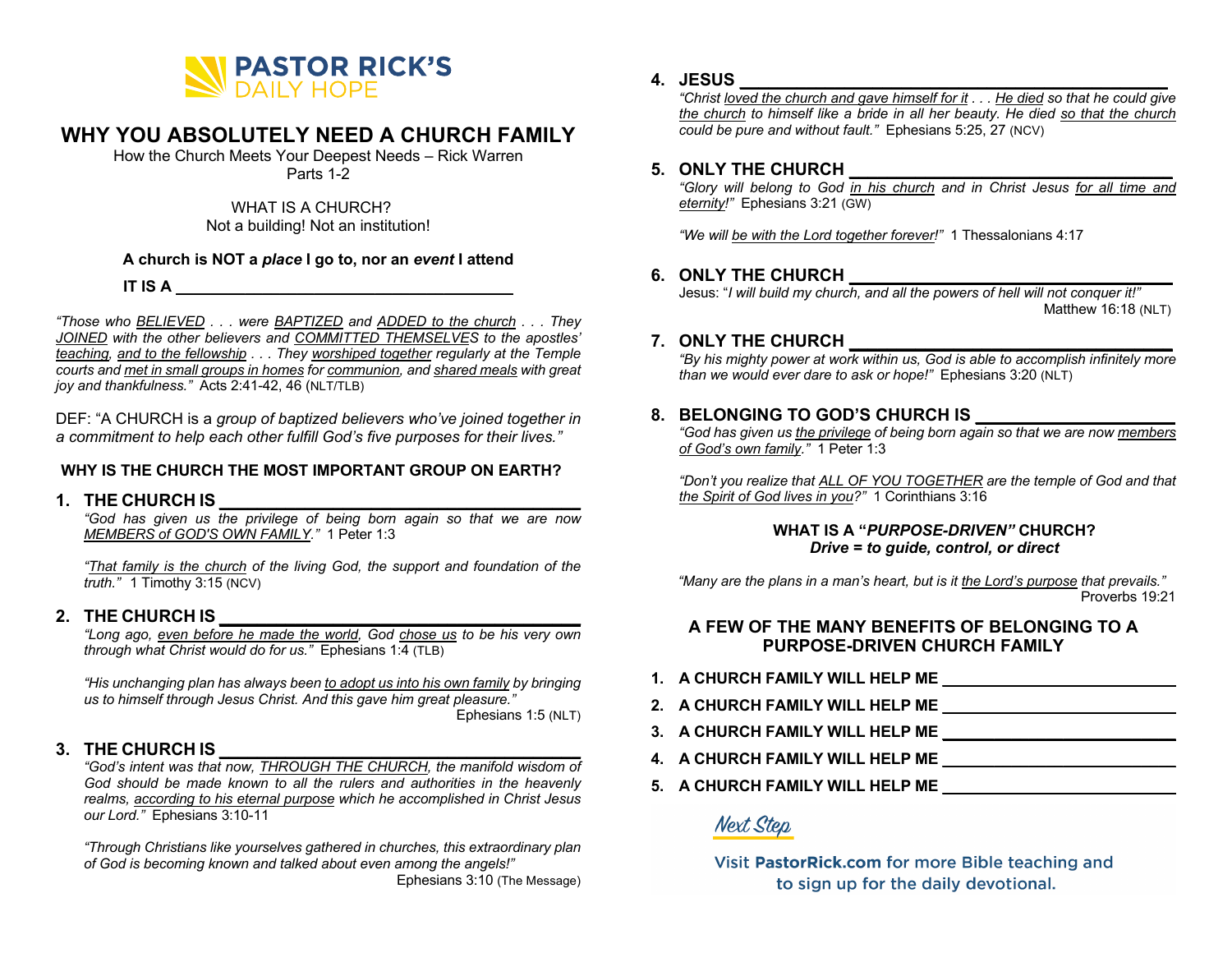PASTOR RICK'S DAILY HOPE

# WHY YOU ABSOLUTELY NEED A CHURCH FAMILY

How the Church Meets Your Deepest Needs – Rick Warren
Parts 1-2

WHAT IS A CHURCH?
Not a building! Not an institution!

**A church is NOT a *place* I go to, nor an *event* I attend**

**IT IS A \_\_\_\_\_\_\_\_\_\_\_\_\_\_\_\_\_\_\_\_\_\_\_\_\_\_\_\_\_\_\_\_\_\_\_\_**

*"Those who BELIEVED . . . were BAPTIZED and ADDED to the church . . . They JOINED with the other believers and COMMITTED THEMSELVES to the apostles' teaching, and to the fellowship . . . They worshiped together regularly at the Temple courts and met in small groups in homes for communion, and shared meals with great joy and thankfulness."* Acts 2:41-42, 46 (NLT/TLB)

DEF: "A CHURCH is a *group of baptized believers who've joined together in a commitment to help each other fulfill God's five purposes for their lives."*

**WHY IS THE CHURCH THE MOST IMPORTANT GROUP ON EARTH?**

**1. THE CHURCH IS \_\_\_\_\_\_\_\_\_\_\_\_\_\_\_\_\_\_\_\_\_\_\_\_\_\_\_\_\_\_\_\_\_\_**

*"God has given us the privilege of being born again so that we are now MEMBERS of GOD'S OWN FAMILY."* 1 Peter 1:3

*"That family is the church of the living God, the support and foundation of the truth."* 1 Timothy 3:15 (NCV)

**2. THE CHURCH IS \_\_\_\_\_\_\_\_\_\_\_\_\_\_\_\_\_\_\_\_\_\_\_\_\_\_\_\_\_\_\_\_\_\_**

*"Long ago, even before he made the world, God chose us to be his very own through what Christ would do for us."* Ephesians 1:4 (TLB)

*"His unchanging plan has always been to adopt us into his own family by bringing us to himself through Jesus Christ. And this gave him great pleasure."* Ephesians 1:5 (NLT)

**3. THE CHURCH IS \_\_\_\_\_\_\_\_\_\_\_\_\_\_\_\_\_\_\_\_\_\_\_\_\_\_\_\_\_\_\_\_\_\_**

*"God's intent was that now, THROUGH THE CHURCH, the manifold wisdom of God should be made known to all the rulers and authorities in the heavenly realms, according to his eternal purpose which he accomplished in Christ Jesus our Lord."* Ephesians 3:10-11

*"Through Christians like yourselves gathered in churches, this extraordinary plan of God is becoming known and talked about even among the angels!"* Ephesians 3:10 (The Message)

**4. JESUS \_\_\_\_\_\_\_\_\_\_\_\_\_\_\_\_\_\_\_\_\_\_\_\_\_\_\_\_\_\_\_\_\_\_\_\_\_\_\_\_**

*"Christ loved the church and gave himself for it . . . He died so that he could give the church to himself like a bride in all her beauty. He died so that the church could be pure and without fault."* Ephesians 5:25, 27 (NCV)

**5. ONLY THE CHURCH \_\_\_\_\_\_\_\_\_\_\_\_\_\_\_\_\_\_\_\_\_\_\_\_\_\_\_\_\_\_\_\_**

*"Glory will belong to God in his church and in Christ Jesus for all time and eternity!"* Ephesians 3:21 (GW)

*"We will be with the Lord together forever!"* 1 Thessalonians 4:17

**6. ONLY THE CHURCH \_\_\_\_\_\_\_\_\_\_\_\_\_\_\_\_\_\_\_\_\_\_\_\_\_\_\_\_\_\_\_\_**

Jesus: "*I will build my church, and all the powers of hell will not conquer it!"* Matthew 16:18 (NLT)

**7. ONLY THE CHURCH \_\_\_\_\_\_\_\_\_\_\_\_\_\_\_\_\_\_\_\_\_\_\_\_\_\_\_\_\_\_\_\_**

*"By his mighty power at work within us, God is able to accomplish infinitely more than we would ever dare to ask or hope!"* Ephesians 3:20 (NLT)

**8. BELONGING TO GOD'S CHURCH IS \_\_\_\_\_\_\_\_\_\_\_\_\_\_\_\_\_\_**

*"God has given us the privilege of being born again so that we are now members of God's own family."* 1 Peter 1:3

*"Don't you realize that ALL OF YOU TOGETHER are the temple of God and that the Spirit of God lives in you?"* 1 Corinthians 3:16

**WHAT IS A "*PURPOSE-DRIVEN"* CHURCH?**
***Drive = to guide, control, or direct***

*"Many are the plans in a man's heart, but is it the Lord's purpose that prevails."* Proverbs 19:21

## A FEW OF THE MANY BENEFITS OF BELONGING TO A PURPOSE-DRIVEN CHURCH FAMILY

1. **A CHURCH FAMILY WILL HELP ME \_\_\_\_\_\_\_\_\_\_\_\_\_\_\_\_\_\_\_\_\_\_\_**
2. **A CHURCH FAMILY WILL HELP ME \_\_\_\_\_\_\_\_\_\_\_\_\_\_\_\_\_\_\_\_\_\_\_**
3. **A CHURCH FAMILY WILL HELP ME \_\_\_\_\_\_\_\_\_\_\_\_\_\_\_\_\_\_\_\_\_\_\_**
4. **A CHURCH FAMILY WILL HELP ME \_\_\_\_\_\_\_\_\_\_\_\_\_\_\_\_\_\_\_\_\_\_\_**
5. **A CHURCH FAMILY WILL HELP ME \_\_\_\_\_\_\_\_\_\_\_\_\_\_\_\_\_\_\_\_\_\_\_**

*Next Step*

Visit **PastorRick.com** for more Bible teaching and to sign up for the daily devotional.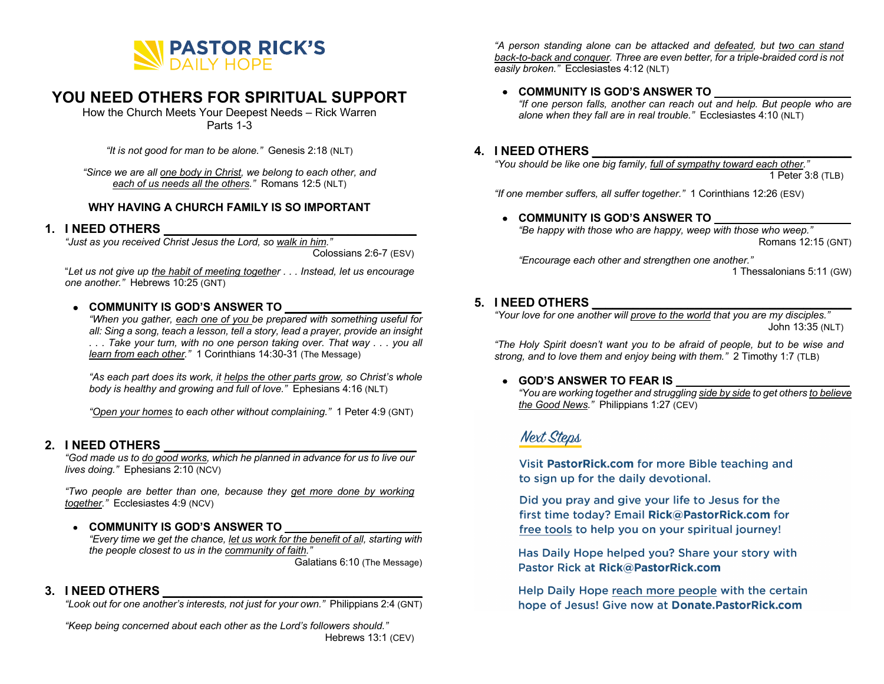**PASTOR RICK'S**
DAILY HOPE

# YOU NEED OTHERS FOR SPIRITUAL SUPPORT

How the Church Meets Your Deepest Needs – Rick Warren
Parts 1-3

*"It is not good for man to be alone."* Genesis 2:18 (NLT)

*"Since we are all one body in Christ, we belong to each other, and each of us needs all the others."* Romans 12:5 (NLT)

## WHY HAVING A CHURCH FAMILY IS SO IMPORTANT

### 1. I NEED OTHERS ________________________

*"Just as you received Christ Jesus the Lord, so walk in him."* Colossians 2:6-7 (ESV)

"*Let us not give up the habit of meeting together . . . Instead, let us encourage one another."* Hebrews 10:25 (GNT)

- **COMMUNITY IS GOD'S ANSWER TO ____________**

  *"When you gather, each one of you be prepared with something useful for all: Sing a song, teach a lesson, tell a story, lead a prayer, provide an insight . . . Take your turn, with no one person taking over. That way . . . you all learn from each other."* 1 Corinthians 14:30-31 (The Message)

  *"As each part does its work, it helps the other parts grow, so Christ's whole body is healthy and growing and full of love."* Ephesians 4:16 (NLT)

  *"Open your homes to each other without complaining."* 1 Peter 4:9 (GNT)

### 2. I NEED OTHERS ________________________

*"God made us to do good works, which he planned in advance for us to live our lives doing."* Ephesians 2:10 (NCV)

*"Two people are better than one, because they get more done by working together."* Ecclesiastes 4:9 (NCV)

- **COMMUNITY IS GOD'S ANSWER TO ____________**

  *"Every time we get the chance, let us work for the benefit of all, starting with the people closest to us in the community of faith."* Galatians 6:10 (The Message)

### 3. I NEED OTHERS ________________________

*"Look out for one another's interests, not just for your own."* Philippians 2:4 (GNT)

*"Keep being concerned about each other as the Lord's followers should."* Hebrews 13:1 (CEV)

*"A person standing alone can be attacked and defeated, but two can stand back-to-back and conquer. Three are even better, for a triple-braided cord is not easily broken."* Ecclesiastes 4:12 (NLT)

- **COMMUNITY IS GOD'S ANSWER TO ____________**

  *"If one person falls, another can reach out and help. But people who are alone when they fall are in real trouble."* Ecclesiastes 4:10 (NLT)

### 4. I NEED OTHERS ________________________

*"You should be like one big family, full of sympathy toward each other."* 1 Peter 3:8 (TLB)

*"If one member suffers, all suffer together."* 1 Corinthians 12:26 (ESV)

- **COMMUNITY IS GOD'S ANSWER TO ____________**

  *"Be happy with those who are happy, weep with those who weep."* Romans 12:15 (GNT)

  *"Encourage each other and strengthen one another."* 1 Thessalonians 5:11 (GW)

### 5. I NEED OTHERS ________________________

*"Your love for one another will prove to the world that you are my disciples."* John 13:35 (NLT)

*"The Holy Spirit doesn't want you to be afraid of people, but to be wise and strong, and to love them and enjoy being with them."* 2 Timothy 1:7 (TLB)

- **GOD'S ANSWER TO FEAR IS ____________**

  *"You are working together and struggling side by side to get others to believe the Good News."* Philippians 1:27 (CEV)

## Next Steps

Visit **PastorRick.com** for more Bible teaching and to sign up for the daily devotional.

Did you pray and give your life to Jesus for the first time today? Email **Rick@PastorRick.com** for free tools to help you on your spiritual journey!

Has Daily Hope helped you? Share your story with Pastor Rick at **Rick@PastorRick.com**

Help Daily Hope reach more people with the certain hope of Jesus! Give now at **Donate.PastorRick.com**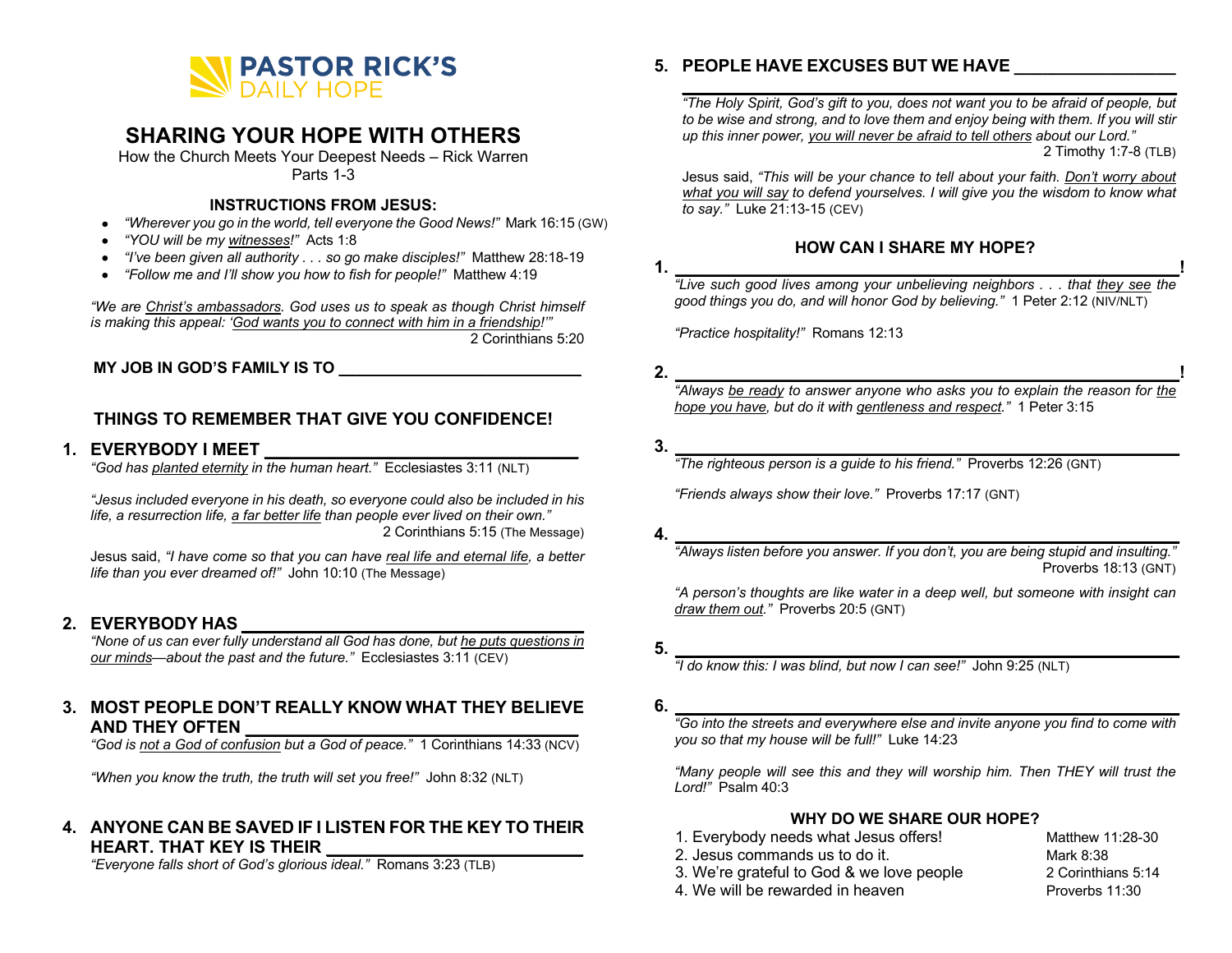PASTOR RICK'S DAILY HOPE

# SHARING YOUR HOPE WITH OTHERS

How the Church Meets Your Deepest Needs – Rick Warren
Parts 1-3

### INSTRUCTIONS FROM JESUS:

- *"Wherever you go in the world, tell everyone the Good News!"* Mark 16:15 (GW)
- *"YOU will be my witnesses!"* Acts 1:8
- *"I've been given all authority . . . so go make disciples!"* Matthew 28:18-19
- *"Follow me and I'll show you how to fish for people!"* Matthew 4:19

*"We are Christ's ambassadors. God uses us to speak as though Christ himself is making this appeal: 'God wants you to connect with him in a friendship!'"*
2 Corinthians 5:20

**MY JOB IN GOD'S FAMILY IS TO ___________________________**

## THINGS TO REMEMBER THAT GIVE YOU CONFIDENCE!

**1. EVERYBODY I MEET ______________________________**

*"God has planted eternity in the human heart."* Ecclesiastes 3:11 (NLT)

*"Jesus included everyone in his death, so everyone could also be included in his life, a resurrection life, a far better life than people ever lived on their own."*
2 Corinthians 5:15 (The Message)

Jesus said, *"I have come so that you can have real life and eternal life, a better life than you ever dreamed of!"* John 10:10 (The Message)

**2. EVERYBODY HAS ______________________________**

*"None of us can ever fully understand all God has done, but he puts questions in our minds—about the past and the future."* Ecclesiastes 3:11 (CEV)

**3. MOST PEOPLE DON'T REALLY KNOW WHAT THEY BELIEVE AND THEY OFTEN ______________________________**

*"God is not a God of confusion but a God of peace."* 1 Corinthians 14:33 (NCV)

*"When you know the truth, the truth will set you free!"* John 8:32 (NLT)

**4. ANYONE CAN BE SAVED IF I LISTEN FOR THE KEY TO THEIR HEART. THAT KEY IS THEIR ______________________**

*"Everyone falls short of God's glorious ideal."* Romans 3:23 (TLB)

**5. PEOPLE HAVE EXCUSES BUT WE HAVE ________________ ______________________________**

*"The Holy Spirit, God's gift to you, does not want you to be afraid of people, but to be wise and strong, and to love them and enjoy being with them. If you will stir up this inner power, you will never be afraid to tell others about our Lord."*
2 Timothy 1:7-8 (TLB)

Jesus said, *"This will be your chance to tell about your faith. Don't worry about what you will say to defend yourselves. I will give you the wisdom to know what to say."* Luke 21:13-15 (CEV)

## HOW CAN I SHARE MY HOPE?

**1. ______________________________!**

*"Live such good lives among your unbelieving neighbors . . . that they see the good things you do, and will honor God by believing."* 1 Peter 2:12 (NIV/NLT)

*"Practice hospitality!"* Romans 12:13

**2. ______________________________!**

*"Always be ready to answer anyone who asks you to explain the reason for the hope you have, but do it with gentleness and respect."* 1 Peter 3:15

**3. ______________________________**

*"The righteous person is a guide to his friend."* Proverbs 12:26 (GNT)

*"Friends always show their love."* Proverbs 17:17 (GNT)

**4. ______________________________**

*"Always listen before you answer. If you don't, you are being stupid and insulting."*
Proverbs 18:13 (GNT)

*"A person's thoughts are like water in a deep well, but someone with insight can draw them out."* Proverbs 20:5 (GNT)

**5. ______________________________**

*"I do know this: I was blind, but now I can see!"* John 9:25 (NLT)

**6. ______________________________**

*"Go into the streets and everywhere else and invite anyone you find to come with you so that my house will be full!"* Luke 14:23

*"Many people will see this and they will worship him. Then THEY will trust the Lord!"* Psalm 40:3

### WHY DO WE SHARE OUR HOPE?

1. Everybody needs what Jesus offers! — Matthew 11:28-30
2. Jesus commands us to do it. — Mark 8:38
3. We're grateful to God & we love people — 2 Corinthians 5:14
4. We will be rewarded in heaven — Proverbs 11:30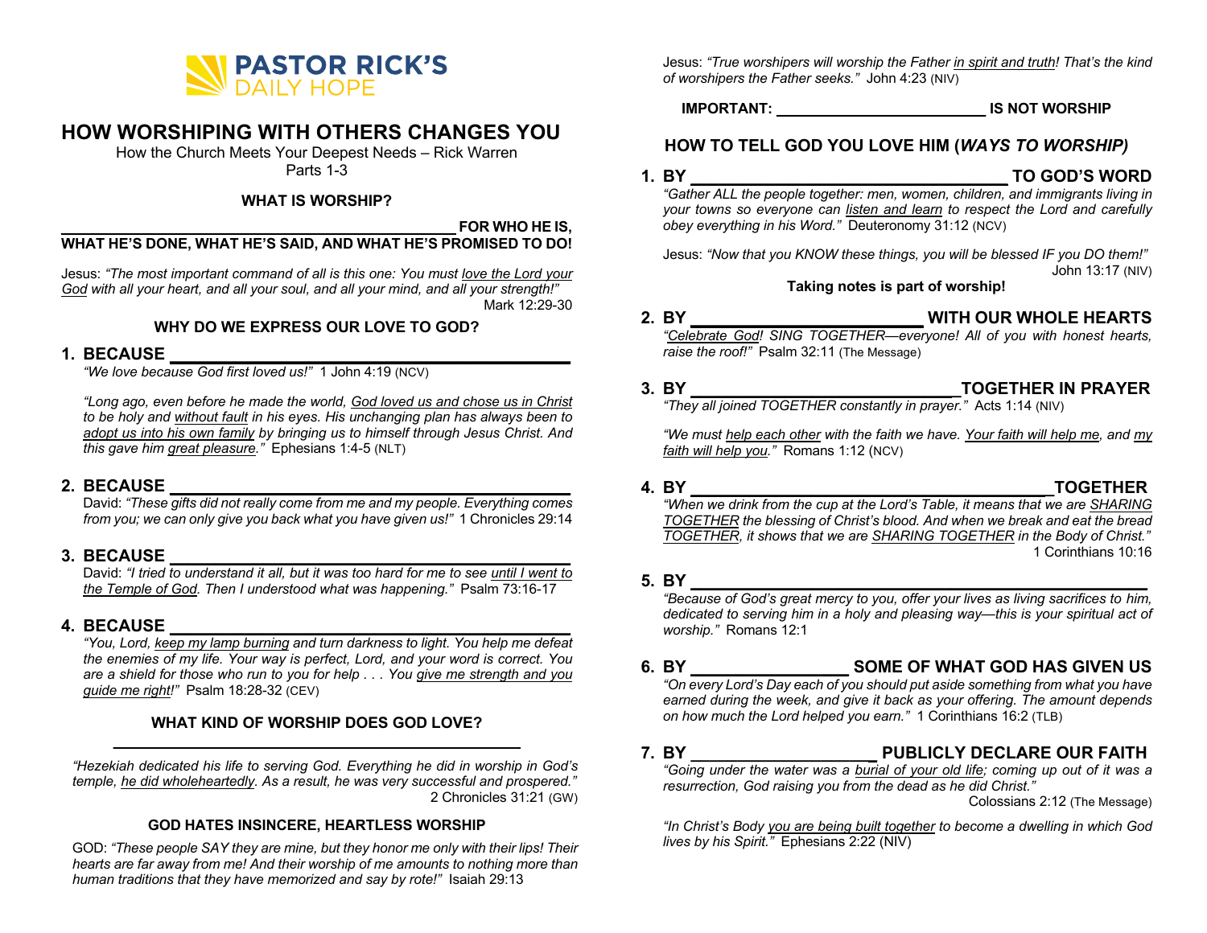PASTOR RICK'S DAILY HOPE

# HOW WORSHIPING WITH OTHERS CHANGES YOU

How the Church Meets Your Deepest Needs – Rick Warren
Parts 1-3

### WHAT IS WORSHIP?

**\_\_\_\_\_\_\_\_\_\_\_\_\_\_\_\_\_\_\_\_\_\_\_\_\_\_\_\_\_\_\_\_\_\_\_\_\_\_\_\_ FOR WHO HE IS, WHAT HE'S DONE, WHAT HE'S SAID, AND WHAT HE'S PROMISED TO DO!**

Jesus: *"The most important command of all is this one: You must love the Lord your God with all your heart, and all your soul, and all your mind, and all your strength!"* Mark 12:29-30

### WHY DO WE EXPRESS OUR LOVE TO GOD?

**1. BECAUSE \_\_\_\_\_\_\_\_\_\_\_\_\_\_\_\_\_\_\_\_\_\_\_\_\_\_\_\_\_\_\_\_\_\_\_\_**

*"We love because God first loved us!"* 1 John 4:19 (NCV)

*"Long ago, even before he made the world, God loved us and chose us in Christ to be holy and without fault in his eyes. His unchanging plan has always been to adopt us into his own family by bringing us to himself through Jesus Christ. And this gave him great pleasure."* Ephesians 1:4-5 (NLT)

**2. BECAUSE \_\_\_\_\_\_\_\_\_\_\_\_\_\_\_\_\_\_\_\_\_\_\_\_\_\_\_\_\_\_\_\_\_\_\_\_**

David: *"These gifts did not really come from me and my people. Everything comes from you; we can only give you back what you have given us!"* 1 Chronicles 29:14

**3. BECAUSE \_\_\_\_\_\_\_\_\_\_\_\_\_\_\_\_\_\_\_\_\_\_\_\_\_\_\_\_\_\_\_\_\_\_\_\_**

David: *"I tried to understand it all, but it was too hard for me to see until I went to the Temple of God. Then I understood what was happening."* Psalm 73:16-17

**4. BECAUSE \_\_\_\_\_\_\_\_\_\_\_\_\_\_\_\_\_\_\_\_\_\_\_\_\_\_\_\_\_\_\_\_\_\_\_\_**

*"You, Lord, keep my lamp burning and turn darkness to light. You help me defeat the enemies of my life. Your way is perfect, Lord, and your word is correct. You are a shield for those who run to you for help . . . You give me strength and you guide me right!"* Psalm 18:28-32 (CEV)

### WHAT KIND OF WORSHIP DOES GOD LOVE?

\_\_\_\_\_\_\_\_\_\_\_\_\_\_\_\_\_\_\_\_\_\_\_\_\_\_\_\_\_\_\_\_\_\_\_\_

*"Hezekiah dedicated his life to serving God. Everything he did in worship in God's temple, he did wholeheartedly. As a result, he was very successful and prospered."* 2 Chronicles 31:21 (GW)

### GOD HATES INSINCERE, HEARTLESS WORSHIP

GOD: *"These people SAY they are mine, but they honor me only with their lips! Their hearts are far away from me! And their worship of me amounts to nothing more than human traditions that they have memorized and say by rote!"* Isaiah 29:13

Jesus: *"True worshipers will worship the Father in spirit and truth! That's the kind of worshipers the Father seeks."* John 4:23 (NIV)

**IMPORTANT: \_\_\_\_\_\_\_\_\_\_\_\_\_\_\_\_\_\_\_\_\_\_\_\_ IS NOT WORSHIP**

### HOW TO TELL GOD YOU LOVE HIM (*WAYS TO WORSHIP)*

**1. BY \_\_\_\_\_\_\_\_\_\_\_\_\_\_\_\_\_\_\_\_\_\_\_\_\_\_\_\_\_\_\_\_ TO GOD'S WORD**

*"Gather ALL the people together: men, women, children, and immigrants living in your towns so everyone can listen and learn to respect the Lord and carefully obey everything in his Word."* Deuteronomy 31:12 (NCV)

Jesus: *"Now that you KNOW these things, you will be blessed IF you DO them!"* John 13:17 (NIV)

**Taking notes is part of worship!**

**2. BY \_\_\_\_\_\_\_\_\_\_\_\_\_\_\_\_\_\_\_\_\_\_\_\_ WITH OUR WHOLE HEARTS**

*"Celebrate God! SING TOGETHER—everyone! All of you with honest hearts, raise the roof!"* Psalm 32:11 (The Message)

**3. BY \_\_\_\_\_\_\_\_\_\_\_\_\_\_\_\_\_\_\_\_\_\_\_\_\_\_\_\_ TOGETHER IN PRAYER**

*"They all joined TOGETHER constantly in prayer."* Acts 1:14 (NIV)

*"We must help each other with the faith we have. Your faith will help me, and my faith will help you."* Romans 1:12 (NCV)

**4. BY \_\_\_\_\_\_\_\_\_\_\_\_\_\_\_\_\_\_\_\_\_\_\_\_\_\_\_\_\_\_\_\_\_\_\_\_ TOGETHER**

*"When we drink from the cup at the Lord's Table, it means that we are SHARING TOGETHER the blessing of Christ's blood. And when we break and eat the bread TOGETHER, it shows that we are SHARING TOGETHER in the Body of Christ."* 1 Corinthians 10:16

**5. BY \_\_\_\_\_\_\_\_\_\_\_\_\_\_\_\_\_\_\_\_\_\_\_\_\_\_\_\_\_\_\_\_\_\_\_\_\_\_\_\_\_\_\_\_\_\_**

*"Because of God's great mercy to you, offer your lives as living sacrifices to him, dedicated to serving him in a holy and pleasing way—this is your spiritual act of worship."* Romans 12:1

**6. BY \_\_\_\_\_\_\_\_\_\_\_\_\_\_\_\_ SOME OF WHAT GOD HAS GIVEN US**

*"On every Lord's Day each of you should put aside something from what you have earned during the week, and give it back as your offering. The amount depends on how much the Lord helped you earn."* 1 Corinthians 16:2 (TLB)

**7. BY \_\_\_\_\_\_\_\_\_\_\_\_\_\_\_\_\_\_\_ PUBLICLY DECLARE OUR FAITH**

*"Going under the water was a burial of your old life; coming up out of it was a resurrection, God raising you from the dead as he did Christ."* Colossians 2:12 (The Message)

*"In Christ's Body you are being built together to become a dwelling in which God lives by his Spirit."* Ephesians 2:22 (NIV)